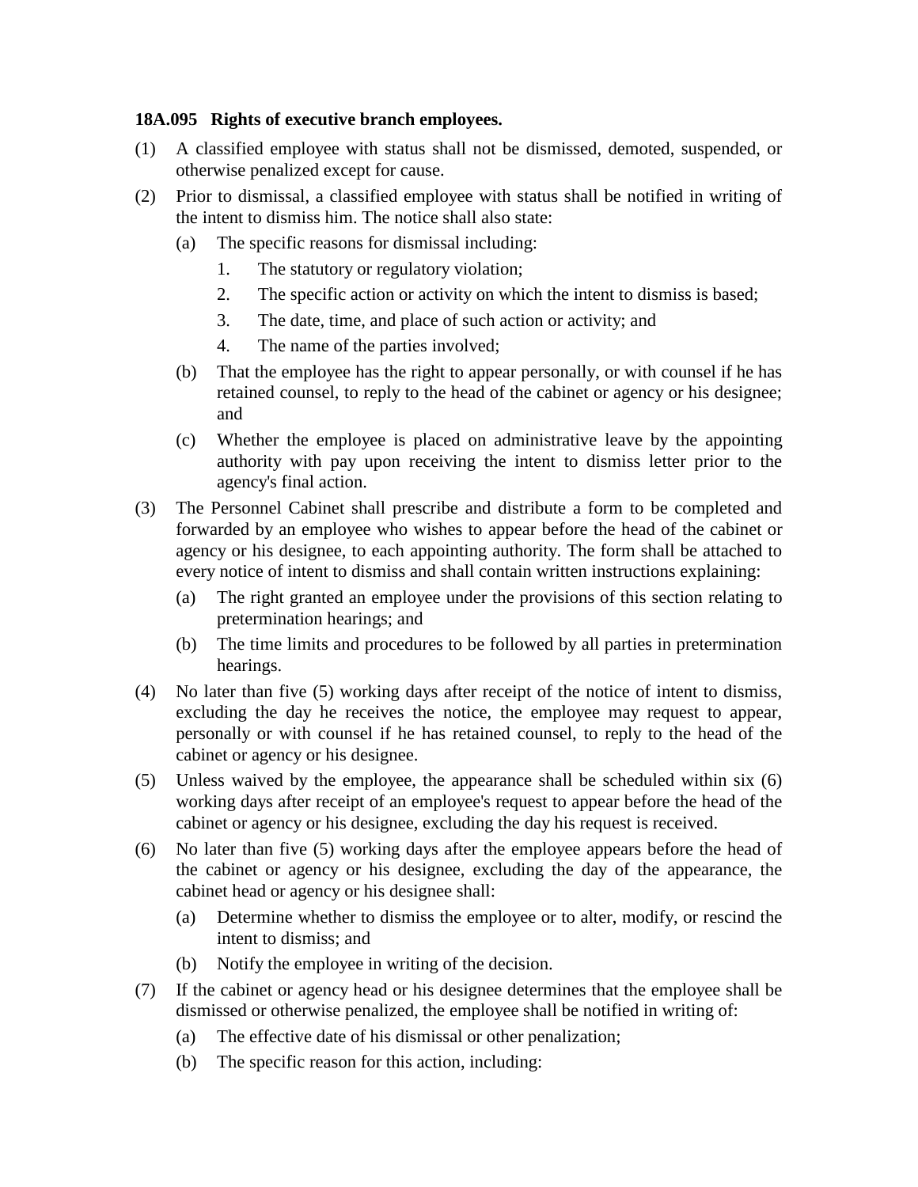**18A.095 Rights of executive branch employees.**

(1) A classified employee with status shall not be dismissed, demoted, suspended, or otherwise penalized except for cause.

(2) Prior to dismissal, a classified employee with status shall be notified in writing of the intent to dismiss him. The notice shall also state:

   (a) The specific reasons for dismissal including:

      1. The statutory or regulatory violation;

      2. The specific action or activity on which the intent to dismiss is based;

      3. The date, time, and place of such action or activity; and

      4. The name of the parties involved;

   (b) That the employee has the right to appear personally, or with counsel if he has retained counsel, to reply to the head of the cabinet or agency or his designee; and

   (c) Whether the employee is placed on administrative leave by the appointing authority with pay upon receiving the intent to dismiss letter prior to the agency's final action.

(3) The Personnel Cabinet shall prescribe and distribute a form to be completed and forwarded by an employee who wishes to appear before the head of the cabinet or agency or his designee, to each appointing authority. The form shall be attached to every notice of intent to dismiss and shall contain written instructions explaining:

   (a) The right granted an employee under the provisions of this section relating to pretermination hearings; and

   (b) The time limits and procedures to be followed by all parties in pretermination hearings.

(4) No later than five (5) working days after receipt of the notice of intent to dismiss, excluding the day he receives the notice, the employee may request to appear, personally or with counsel if he has retained counsel, to reply to the head of the cabinet or agency or his designee.

(5) Unless waived by the employee, the appearance shall be scheduled within six (6) working days after receipt of an employee's request to appear before the head of the cabinet or agency or his designee, excluding the day his request is received.

(6) No later than five (5) working days after the employee appears before the head of the cabinet or agency or his designee, excluding the day of the appearance, the cabinet head or agency or his designee shall:

   (a) Determine whether to dismiss the employee or to alter, modify, or rescind the intent to dismiss; and

   (b) Notify the employee in writing of the decision.

(7) If the cabinet or agency head or his designee determines that the employee shall be dismissed or otherwise penalized, the employee shall be notified in writing of:

   (a) The effective date of his dismissal or other penalization;

   (b) The specific reason for this action, including: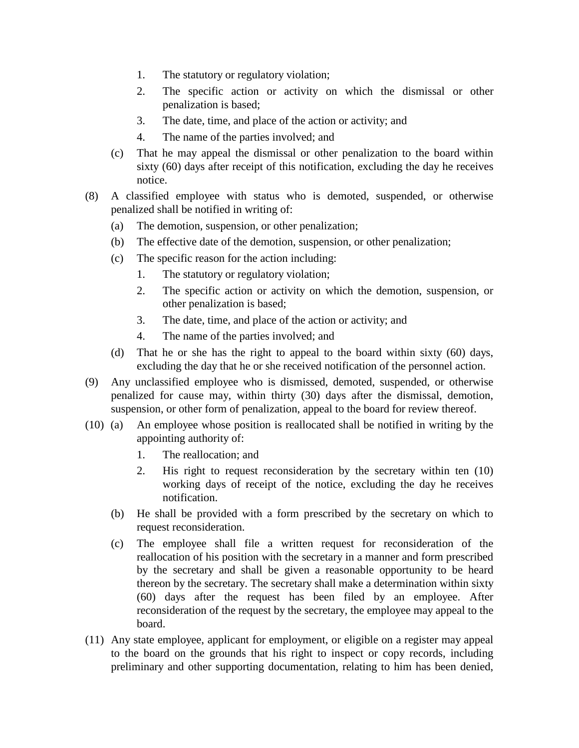1. The statutory or regulatory violation;
2. The specific action or activity on which the dismissal or other penalization is based;
3. The date, time, and place of the action or activity; and
4. The name of the parties involved; and

(c) That he may appeal the dismissal or other penalization to the board within sixty (60) days after receipt of this notification, excluding the day he receives notice.

(8) A classified employee with status who is demoted, suspended, or otherwise penalized shall be notified in writing of:

(a) The demotion, suspension, or other penalization;

(b) The effective date of the demotion, suspension, or other penalization;

(c) The specific reason for the action including:

1. The statutory or regulatory violation;
2. The specific action or activity on which the demotion, suspension, or other penalization is based;
3. The date, time, and place of the action or activity; and
4. The name of the parties involved; and

(d) That he or she has the right to appeal to the board within sixty (60) days, excluding the day that he or she received notification of the personnel action.

(9) Any unclassified employee who is dismissed, demoted, suspended, or otherwise penalized for cause may, within thirty (30) days after the dismissal, demotion, suspension, or other form of penalization, appeal to the board for review thereof.

(10) (a) An employee whose position is reallocated shall be notified in writing by the appointing authority of:

1. The reallocation; and
2. His right to request reconsideration by the secretary within ten (10) working days of receipt of the notice, excluding the day he receives notification.

(b) He shall be provided with a form prescribed by the secretary on which to request reconsideration.

(c) The employee shall file a written request for reconsideration of the reallocation of his position with the secretary in a manner and form prescribed by the secretary and shall be given a reasonable opportunity to be heard thereon by the secretary. The secretary shall make a determination within sixty (60) days after the request has been filed by an employee. After reconsideration of the request by the secretary, the employee may appeal to the board.

(11) Any state employee, applicant for employment, or eligible on a register may appeal to the board on the grounds that his right to inspect or copy records, including preliminary and other supporting documentation, relating to him has been denied,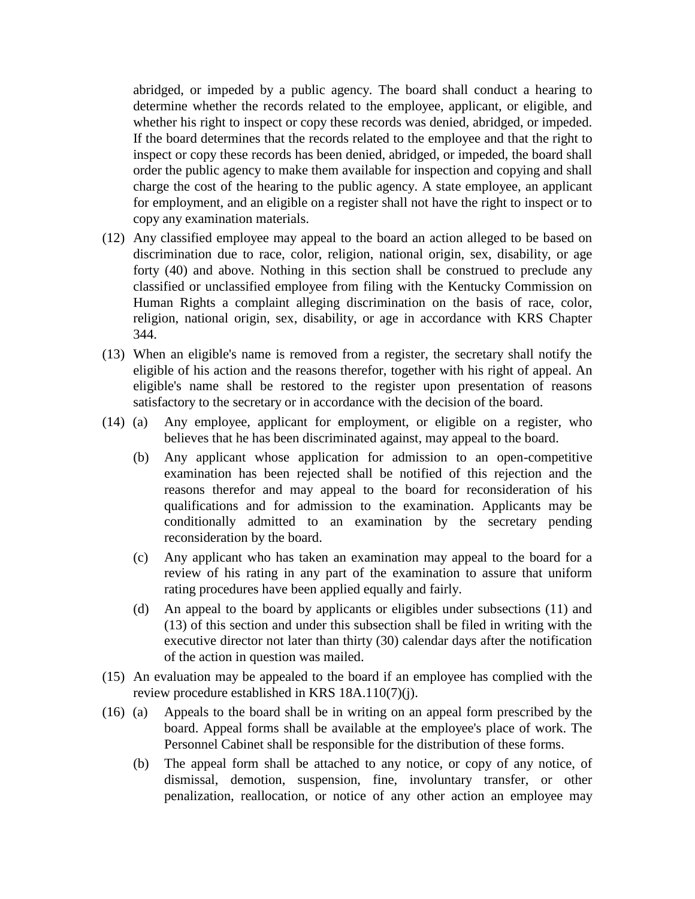abridged, or impeded by a public agency. The board shall conduct a hearing to determine whether the records related to the employee, applicant, or eligible, and whether his right to inspect or copy these records was denied, abridged, or impeded. If the board determines that the records related to the employee and that the right to inspect or copy these records has been denied, abridged, or impeded, the board shall order the public agency to make them available for inspection and copying and shall charge the cost of the hearing to the public agency. A state employee, an applicant for employment, and an eligible on a register shall not have the right to inspect or to copy any examination materials.

(12) Any classified employee may appeal to the board an action alleged to be based on discrimination due to race, color, religion, national origin, sex, disability, or age forty (40) and above. Nothing in this section shall be construed to preclude any classified or unclassified employee from filing with the Kentucky Commission on Human Rights a complaint alleging discrimination on the basis of race, color, religion, national origin, sex, disability, or age in accordance with KRS Chapter 344.

(13) When an eligible's name is removed from a register, the secretary shall notify the eligible of his action and the reasons therefor, together with his right of appeal. An eligible's name shall be restored to the register upon presentation of reasons satisfactory to the secretary or in accordance with the decision of the board.

(14) (a) Any employee, applicant for employment, or eligible on a register, who believes that he has been discriminated against, may appeal to the board.

(b) Any applicant whose application for admission to an open-competitive examination has been rejected shall be notified of this rejection and the reasons therefor and may appeal to the board for reconsideration of his qualifications and for admission to the examination. Applicants may be conditionally admitted to an examination by the secretary pending reconsideration by the board.

(c) Any applicant who has taken an examination may appeal to the board for a review of his rating in any part of the examination to assure that uniform rating procedures have been applied equally and fairly.

(d) An appeal to the board by applicants or eligibles under subsections (11) and (13) of this section and under this subsection shall be filed in writing with the executive director not later than thirty (30) calendar days after the notification of the action in question was mailed.

(15) An evaluation may be appealed to the board if an employee has complied with the review procedure established in KRS 18A.110(7)(j).

(16) (a) Appeals to the board shall be in writing on an appeal form prescribed by the board. Appeal forms shall be available at the employee's place of work. The Personnel Cabinet shall be responsible for the distribution of these forms.

(b) The appeal form shall be attached to any notice, or copy of any notice, of dismissal, demotion, suspension, fine, involuntary transfer, or other penalization, reallocation, or notice of any other action an employee may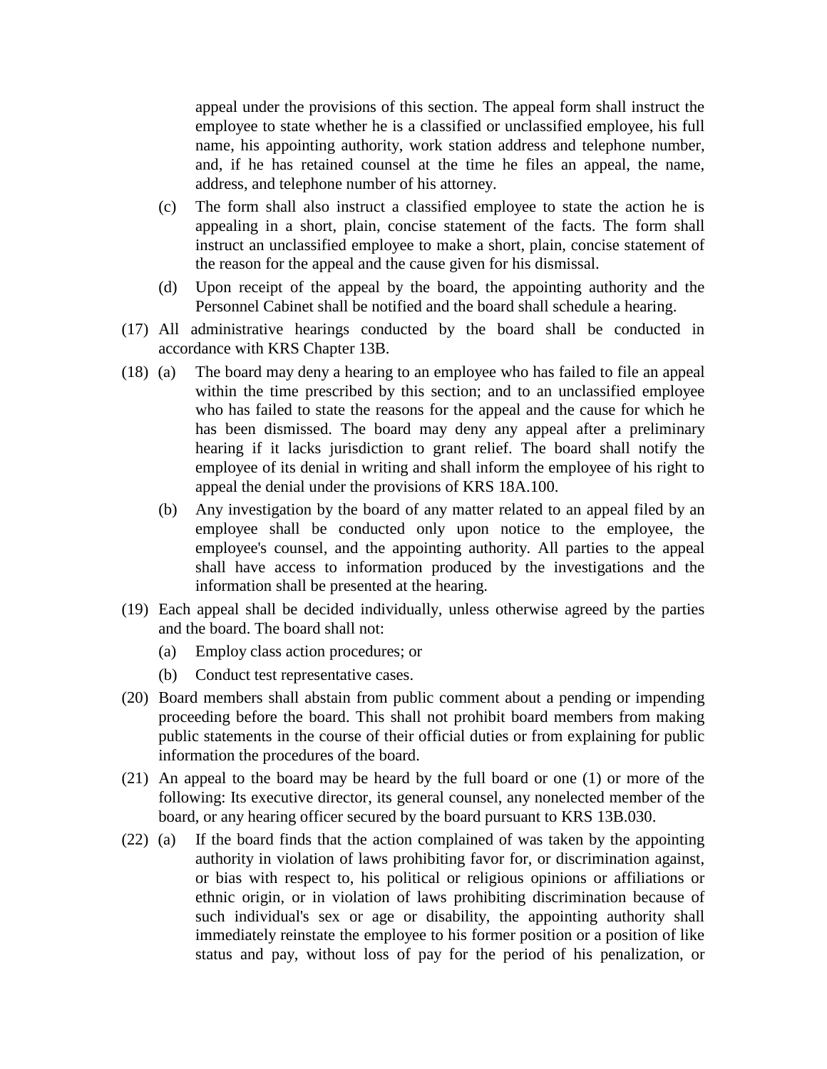appeal under the provisions of this section. The appeal form shall instruct the employee to state whether he is a classified or unclassified employee, his full name, his appointing authority, work station address and telephone number, and, if he has retained counsel at the time he files an appeal, the name, address, and telephone number of his attorney.

(c) The form shall also instruct a classified employee to state the action he is appealing in a short, plain, concise statement of the facts. The form shall instruct an unclassified employee to make a short, plain, concise statement of the reason for the appeal and the cause given for his dismissal.

(d) Upon receipt of the appeal by the board, the appointing authority and the Personnel Cabinet shall be notified and the board shall schedule a hearing.

(17) All administrative hearings conducted by the board shall be conducted in accordance with KRS Chapter 13B.

(18) (a) The board may deny a hearing to an employee who has failed to file an appeal within the time prescribed by this section; and to an unclassified employee who has failed to state the reasons for the appeal and the cause for which he has been dismissed. The board may deny any appeal after a preliminary hearing if it lacks jurisdiction to grant relief. The board shall notify the employee of its denial in writing and shall inform the employee of his right to appeal the denial under the provisions of KRS 18A.100.

(b) Any investigation by the board of any matter related to an appeal filed by an employee shall be conducted only upon notice to the employee, the employee's counsel, and the appointing authority. All parties to the appeal shall have access to information produced by the investigations and the information shall be presented at the hearing.

(19) Each appeal shall be decided individually, unless otherwise agreed by the parties and the board. The board shall not:

(a) Employ class action procedures; or

(b) Conduct test representative cases.

(20) Board members shall abstain from public comment about a pending or impending proceeding before the board. This shall not prohibit board members from making public statements in the course of their official duties or from explaining for public information the procedures of the board.

(21) An appeal to the board may be heard by the full board or one (1) or more of the following: Its executive director, its general counsel, any nonelected member of the board, or any hearing officer secured by the board pursuant to KRS 13B.030.

(22) (a) If the board finds that the action complained of was taken by the appointing authority in violation of laws prohibiting favor for, or discrimination against, or bias with respect to, his political or religious opinions or affiliations or ethnic origin, or in violation of laws prohibiting discrimination because of such individual's sex or age or disability, the appointing authority shall immediately reinstate the employee to his former position or a position of like status and pay, without loss of pay for the period of his penalization, or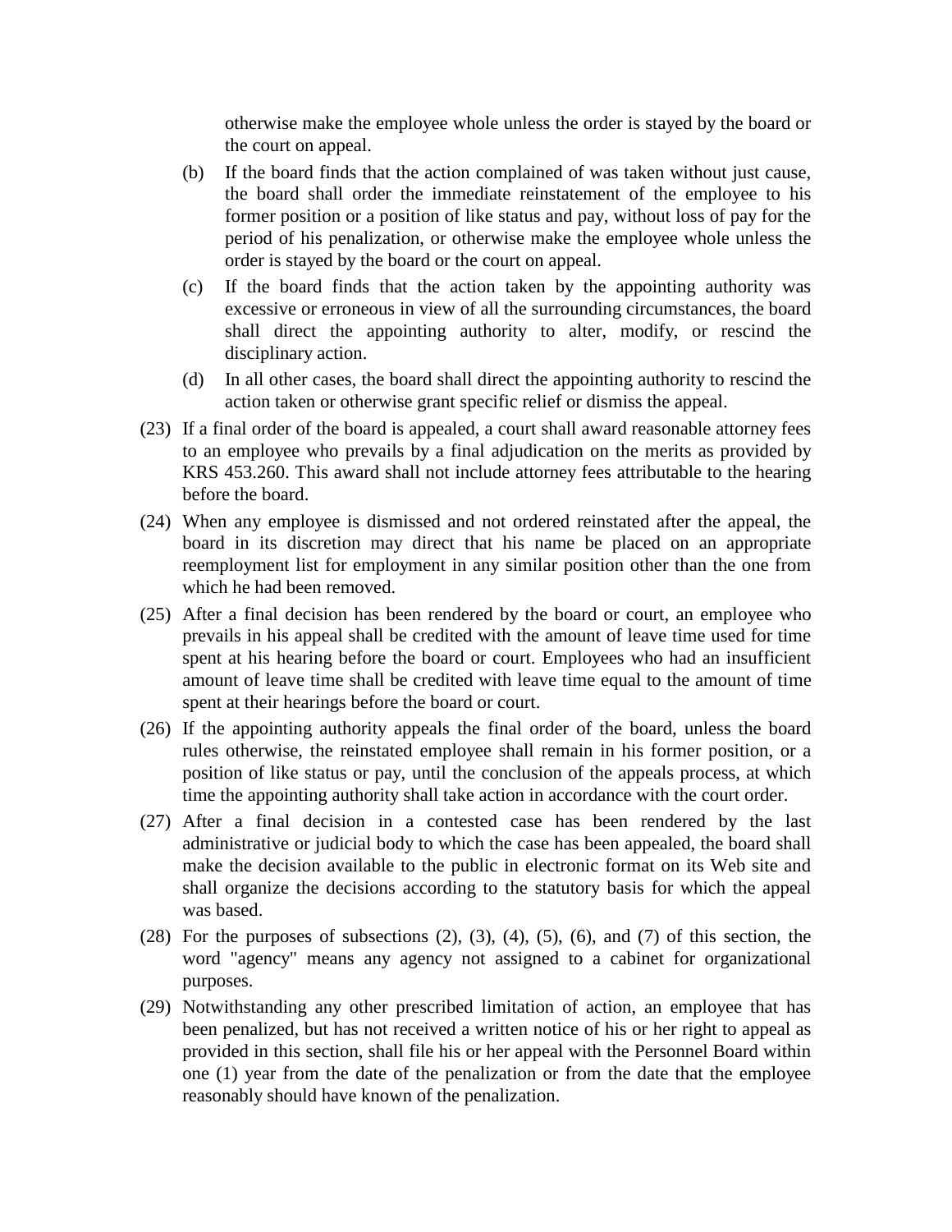otherwise make the employee whole unless the order is stayed by the board or the court on appeal.

(b) If the board finds that the action complained of was taken without just cause, the board shall order the immediate reinstatement of the employee to his former position or a position of like status and pay, without loss of pay for the period of his penalization, or otherwise make the employee whole unless the order is stayed by the board or the court on appeal.

(c) If the board finds that the action taken by the appointing authority was excessive or erroneous in view of all the surrounding circumstances, the board shall direct the appointing authority to alter, modify, or rescind the disciplinary action.

(d) In all other cases, the board shall direct the appointing authority to rescind the action taken or otherwise grant specific relief or dismiss the appeal.

(23) If a final order of the board is appealed, a court shall award reasonable attorney fees to an employee who prevails by a final adjudication on the merits as provided by KRS 453.260. This award shall not include attorney fees attributable to the hearing before the board.

(24) When any employee is dismissed and not ordered reinstated after the appeal, the board in its discretion may direct that his name be placed on an appropriate reemployment list for employment in any similar position other than the one from which he had been removed.

(25) After a final decision has been rendered by the board or court, an employee who prevails in his appeal shall be credited with the amount of leave time used for time spent at his hearing before the board or court. Employees who had an insufficient amount of leave time shall be credited with leave time equal to the amount of time spent at their hearings before the board or court.

(26) If the appointing authority appeals the final order of the board, unless the board rules otherwise, the reinstated employee shall remain in his former position, or a position of like status or pay, until the conclusion of the appeals process, at which time the appointing authority shall take action in accordance with the court order.

(27) After a final decision in a contested case has been rendered by the last administrative or judicial body to which the case has been appealed, the board shall make the decision available to the public in electronic format on its Web site and shall organize the decisions according to the statutory basis for which the appeal was based.

(28) For the purposes of subsections (2), (3), (4), (5), (6), and (7) of this section, the word "agency" means any agency not assigned to a cabinet for organizational purposes.

(29) Notwithstanding any other prescribed limitation of action, an employee that has been penalized, but has not received a written notice of his or her right to appeal as provided in this section, shall file his or her appeal with the Personnel Board within one (1) year from the date of the penalization or from the date that the employee reasonably should have known of the penalization.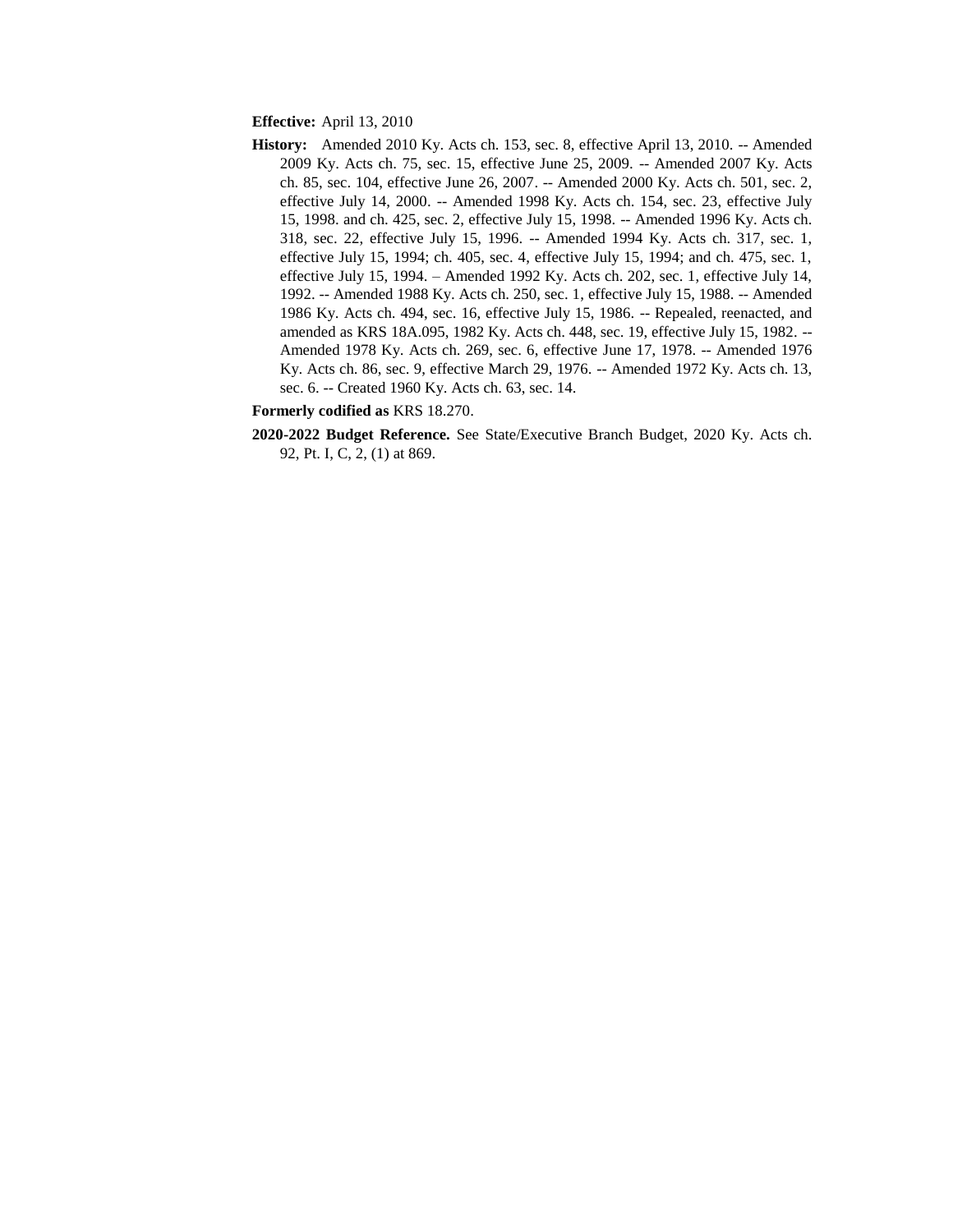**Effective:** April 13, 2010

**History:** Amended 2010 Ky. Acts ch. 153, sec. 8, effective April 13, 2010. -- Amended 2009 Ky. Acts ch. 75, sec. 15, effective June 25, 2009. -- Amended 2007 Ky. Acts ch. 85, sec. 104, effective June 26, 2007. -- Amended 2000 Ky. Acts ch. 501, sec. 2, effective July 14, 2000. -- Amended 1998 Ky. Acts ch. 154, sec. 23, effective July 15, 1998. and ch. 425, sec. 2, effective July 15, 1998. -- Amended 1996 Ky. Acts ch. 318, sec. 22, effective July 15, 1996. -- Amended 1994 Ky. Acts ch. 317, sec. 1, effective July 15, 1994; ch. 405, sec. 4, effective July 15, 1994; and ch. 475, sec. 1, effective July 15, 1994. – Amended 1992 Ky. Acts ch. 202, sec. 1, effective July 14, 1992. -- Amended 1988 Ky. Acts ch. 250, sec. 1, effective July 15, 1988. -- Amended 1986 Ky. Acts ch. 494, sec. 16, effective July 15, 1986. -- Repealed, reenacted, and amended as KRS 18A.095, 1982 Ky. Acts ch. 448, sec. 19, effective July 15, 1982. -- Amended 1978 Ky. Acts ch. 269, sec. 6, effective June 17, 1978. -- Amended 1976 Ky. Acts ch. 86, sec. 9, effective March 29, 1976. -- Amended 1972 Ky. Acts ch. 13, sec. 6. -- Created 1960 Ky. Acts ch. 63, sec. 14.

**Formerly codified as** KRS 18.270.

**2020-2022 Budget Reference.** See State/Executive Branch Budget, 2020 Ky. Acts ch. 92, Pt. I, C, 2, (1) at 869.